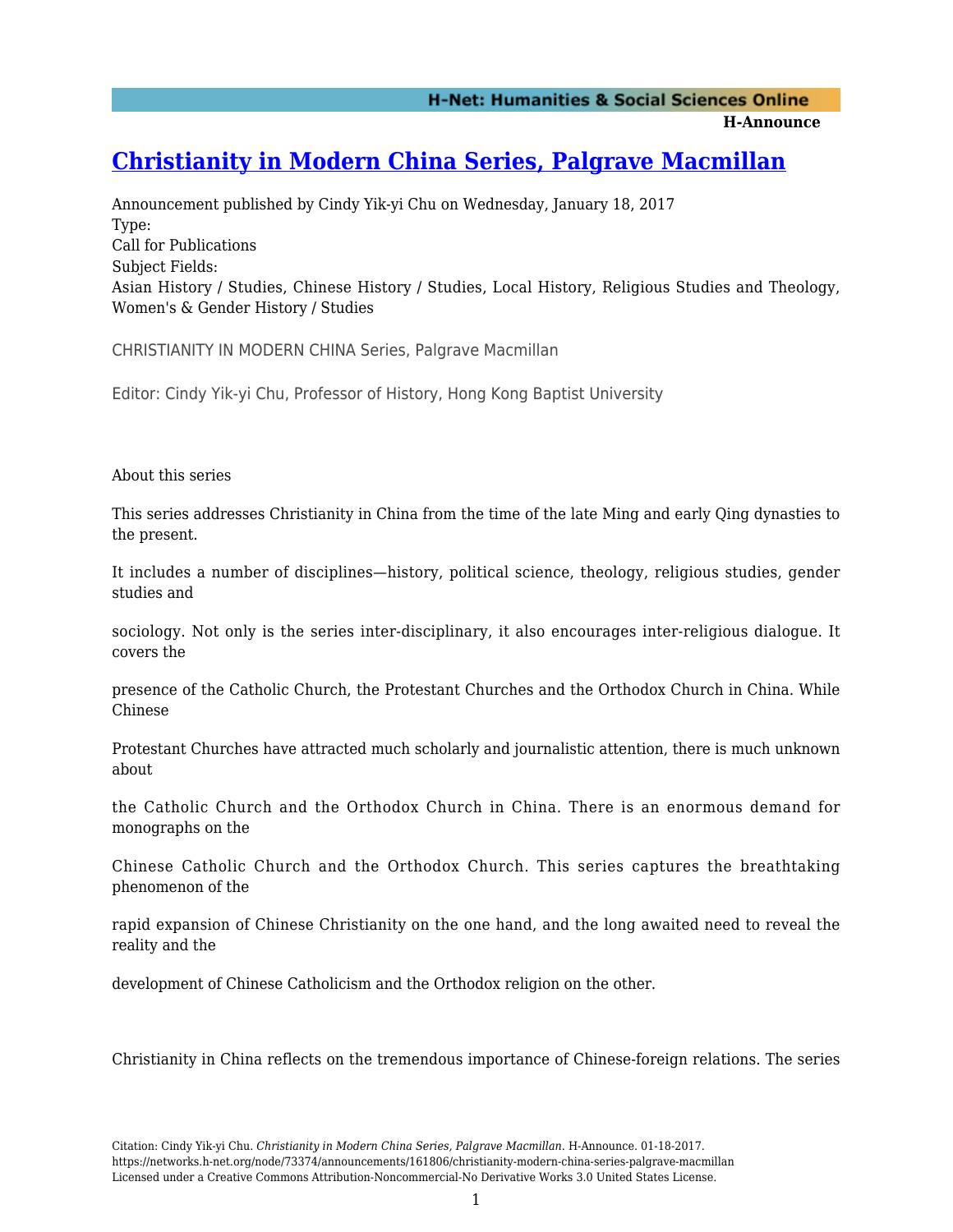# Christianity in Modern China Series, Palgrave Macmillan

Announcement published by Cindy Yik-yi Chu on Wednesday, January 18, 2017

Type:
Call for Publications

Subject Fields:
Asian History / Studies, Chinese History / Studies, Local History, Religious Studies and Theology, Women's & Gender History / Studies

CHRISTIANITY IN MODERN CHINA Series, Palgrave Macmillan

Editor: Cindy Yik-yi Chu, Professor of History, Hong Kong Baptist University

About this series

This series addresses Christianity in China from the time of the late Ming and early Qing dynasties to the present.

It includes a number of disciplines—history, political science, theology, religious studies, gender studies and sociology. Not only is the series inter-disciplinary, it also encourages inter-religious dialogue. It covers the presence of the Catholic Church, the Protestant Churches and the Orthodox Church in China. While Chinese Protestant Churches have attracted much scholarly and journalistic attention, there is much unknown about the Catholic Church and the Orthodox Church in China. There is an enormous demand for monographs on the Chinese Catholic Church and the Orthodox Church. This series captures the breathtaking phenomenon of the rapid expansion of Chinese Christianity on the one hand, and the long awaited need to reveal the reality and the development of Chinese Catholicism and the Orthodox religion on the other.

Christianity in China reflects on the tremendous importance of Chinese-foreign relations. The series

Citation: Cindy Yik-yi Chu. *Christianity in Modern China Series, Palgrave Macmillan*. H-Announce. 01-18-2017.
https://networks.h-net.org/node/73374/announcements/161806/christianity-modern-china-series-palgrave-macmillan
Licensed under a Creative Commons Attribution-Noncommercial-No Derivative Works 3.0 United States License.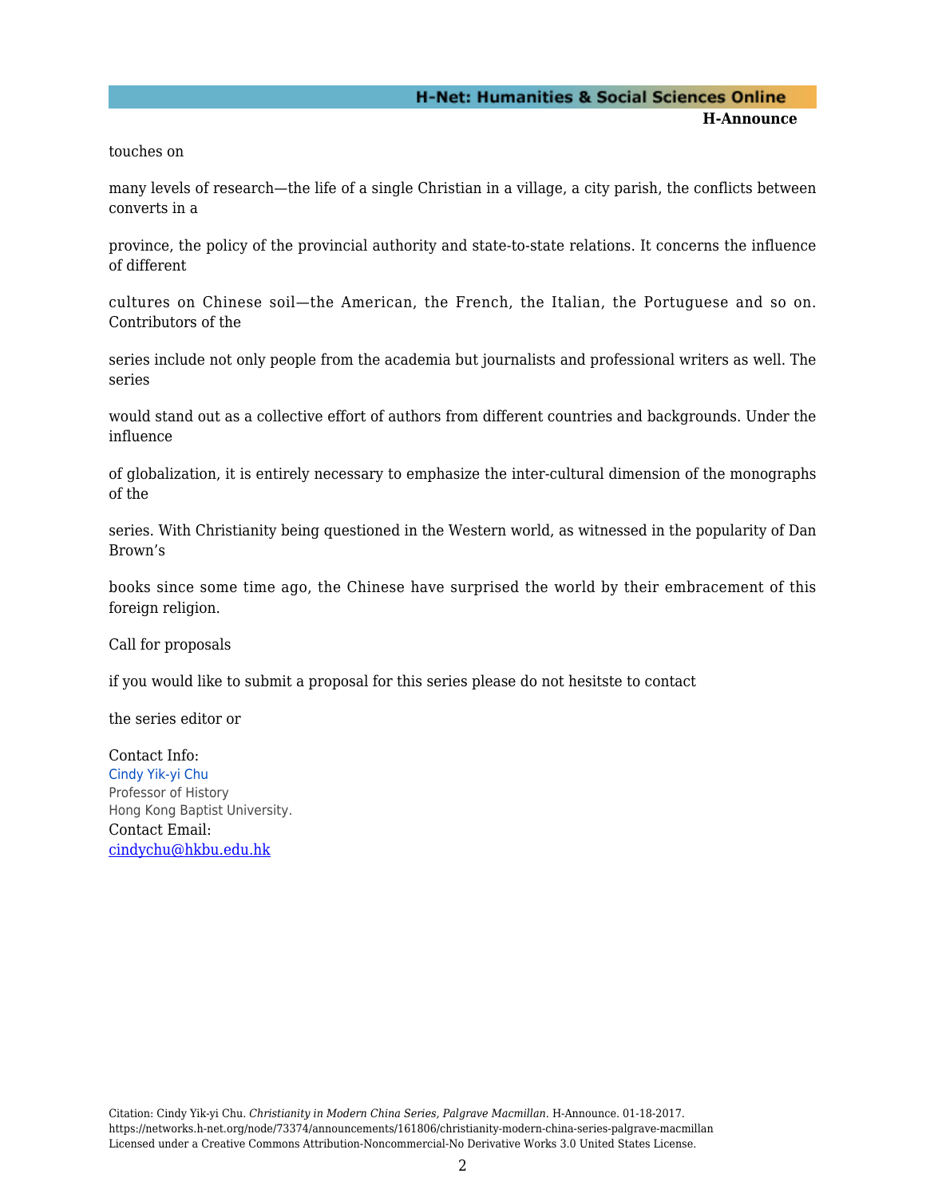touches on

many levels of research—the life of a single Christian in a village, a city parish, the conflicts between converts in a

province, the policy of the provincial authority and state-to-state relations. It concerns the influence of different

cultures on Chinese soil—the American, the French, the Italian, the Portuguese and so on. Contributors of the

series include not only people from the academia but journalists and professional writers as well. The series

would stand out as a collective effort of authors from different countries and backgrounds. Under the influence

of globalization, it is entirely necessary to emphasize the inter-cultural dimension of the monographs of the

series. With Christianity being questioned in the Western world, as witnessed in the popularity of Dan Brown's

books since some time ago, the Chinese have surprised the world by their embracement of this foreign religion.

Call for proposals

if you would like to submit a proposal for this series please do not hesitste to contact

the series editor or

Contact Info:
Cindy Yik-yi Chu
Professor of History
Hong Kong Baptist University.
Contact Email:
cindychu@hkbu.edu.hk

Citation: Cindy Yik-yi Chu. *Christianity in Modern China Series, Palgrave Macmillan*. H-Announce. 01-18-2017.
https://networks.h-net.org/node/73374/announcements/161806/christianity-modern-china-series-palgrave-macmillan
Licensed under a Creative Commons Attribution-Noncommercial-No Derivative Works 3.0 United States License.